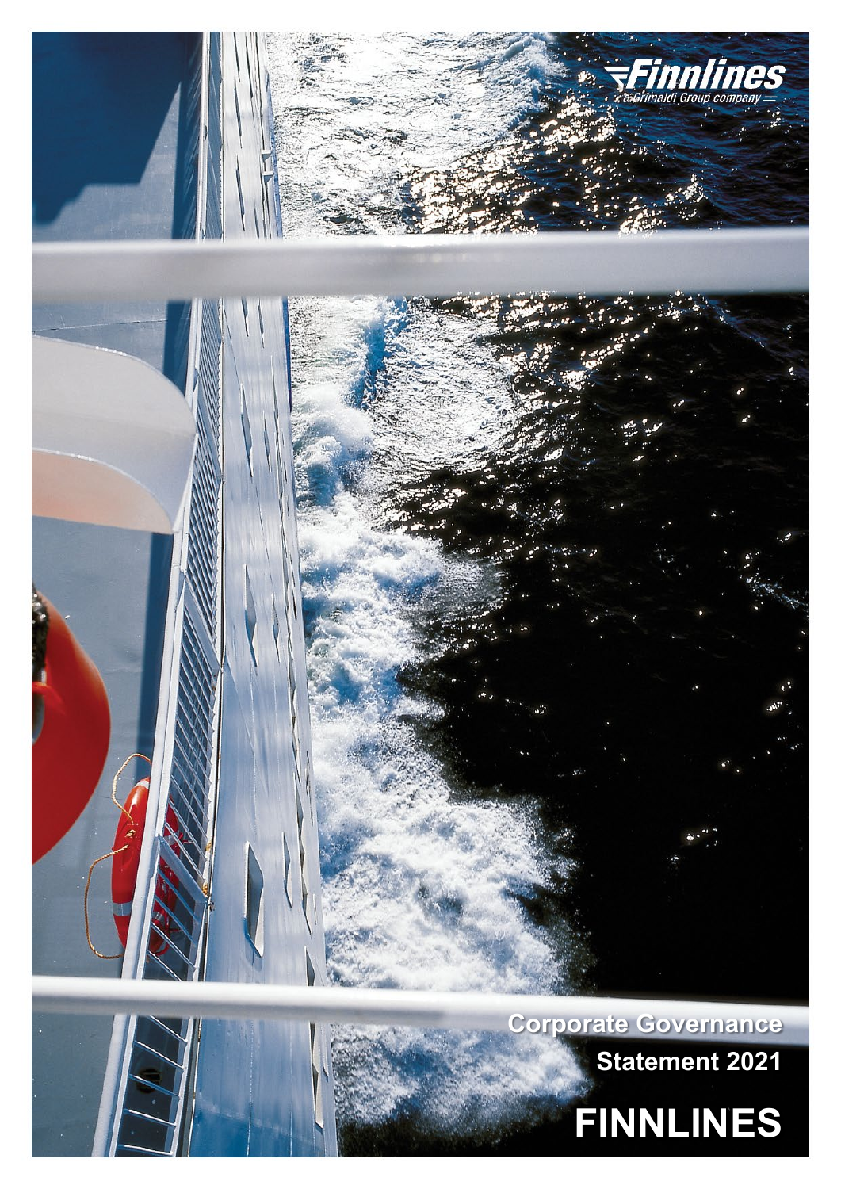Finnlines

a Grimaldi Group company

Corporate Governance

Statement 2021

# FINNLINES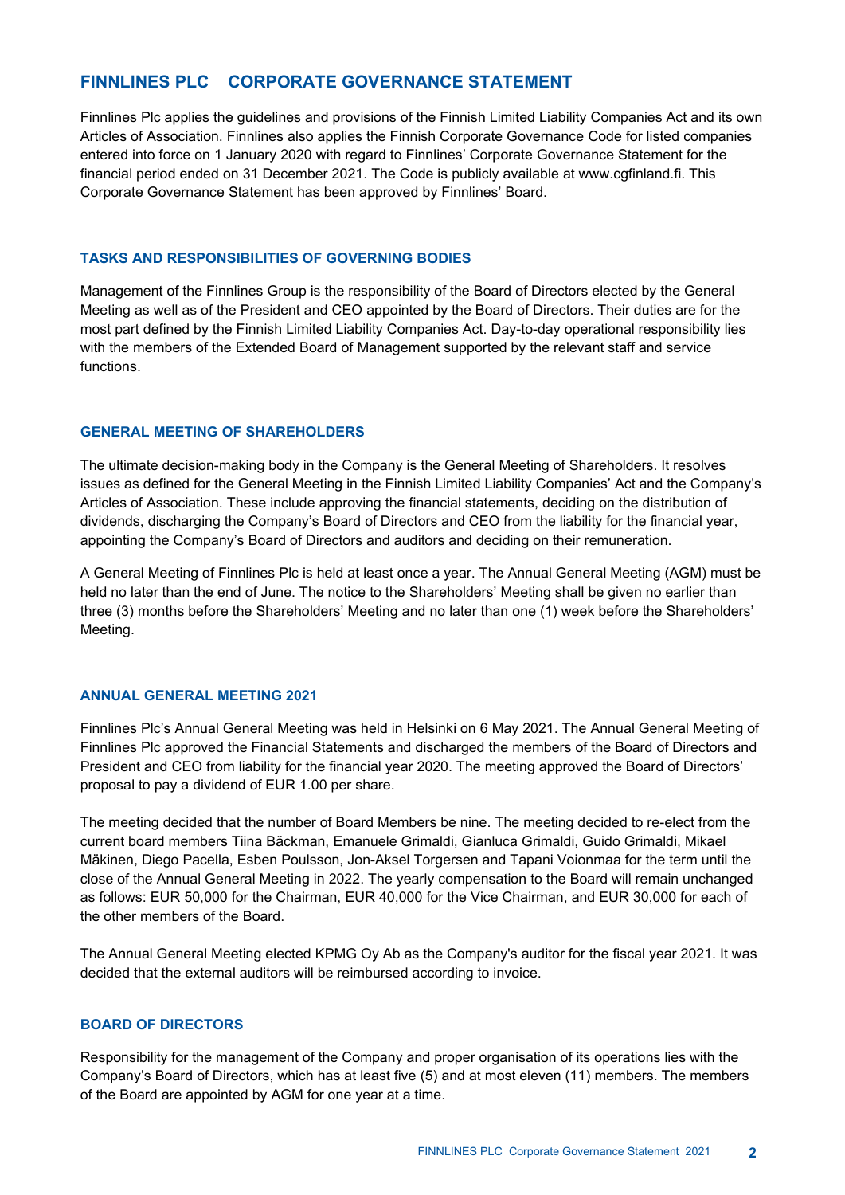# FINNLINES PLC CORPORATE GOVERNANCE STATEMENT

Finnlines Plc applies the guidelines and provisions of the Finnish Limited Liability Companies Act and its own Articles of Association. Finnlines also applies the Finnish Corporate Governance Code for listed companies entered into force on 1 January 2020 with regard to Finnlines' Corporate Governance Statement for the financial period ended on 31 December 2021. The Code is publicly available at www.cgfinland.fi. This Corporate Governance Statement has been approved by Finnlines' Board.

## TASKS AND RESPONSIBILITIES OF GOVERNING BODIES

Management of the Finnlines Group is the responsibility of the Board of Directors elected by the General Meeting as well as of the President and CEO appointed by the Board of Directors. Their duties are for the most part defined by the Finnish Limited Liability Companies Act. Day-to-day operational responsibility lies with the members of the Extended Board of Management supported by the relevant staff and service functions.

## GENERAL MEETING OF SHAREHOLDERS

The ultimate decision-making body in the Company is the General Meeting of Shareholders. It resolves issues as defined for the General Meeting in the Finnish Limited Liability Companies' Act and the Company's Articles of Association. These include approving the financial statements, deciding on the distribution of dividends, discharging the Company's Board of Directors and CEO from the liability for the financial year, appointing the Company's Board of Directors and auditors and deciding on their remuneration.

A General Meeting of Finnlines Plc is held at least once a year. The Annual General Meeting (AGM) must be held no later than the end of June. The notice to the Shareholders' Meeting shall be given no earlier than three (3) months before the Shareholders' Meeting and no later than one (1) week before the Shareholders' Meeting.

## ANNUAL GENERAL MEETING 2021

Finnlines Plc's Annual General Meeting was held in Helsinki on 6 May 2021. The Annual General Meeting of Finnlines Plc approved the Financial Statements and discharged the members of the Board of Directors and President and CEO from liability for the financial year 2020. The meeting approved the Board of Directors' proposal to pay a dividend of EUR 1.00 per share.

The meeting decided that the number of Board Members be nine. The meeting decided to re-elect from the current board members Tiina Bäckman, Emanuele Grimaldi, Gianluca Grimaldi, Guido Grimaldi, Mikael Mäkinen, Diego Pacella, Esben Poulsson, Jon-Aksel Torgersen and Tapani Voionmaa for the term until the close of the Annual General Meeting in 2022. The yearly compensation to the Board will remain unchanged as follows: EUR 50,000 for the Chairman, EUR 40,000 for the Vice Chairman, and EUR 30,000 for each of the other members of the Board.

The Annual General Meeting elected KPMG Oy Ab as the Company's auditor for the fiscal year 2021. It was decided that the external auditors will be reimbursed according to invoice.

## BOARD OF DIRECTORS

Responsibility for the management of the Company and proper organisation of its operations lies with the Company's Board of Directors, which has at least five (5) and at most eleven (11) members. The members of the Board are appointed by AGM for one year at a time.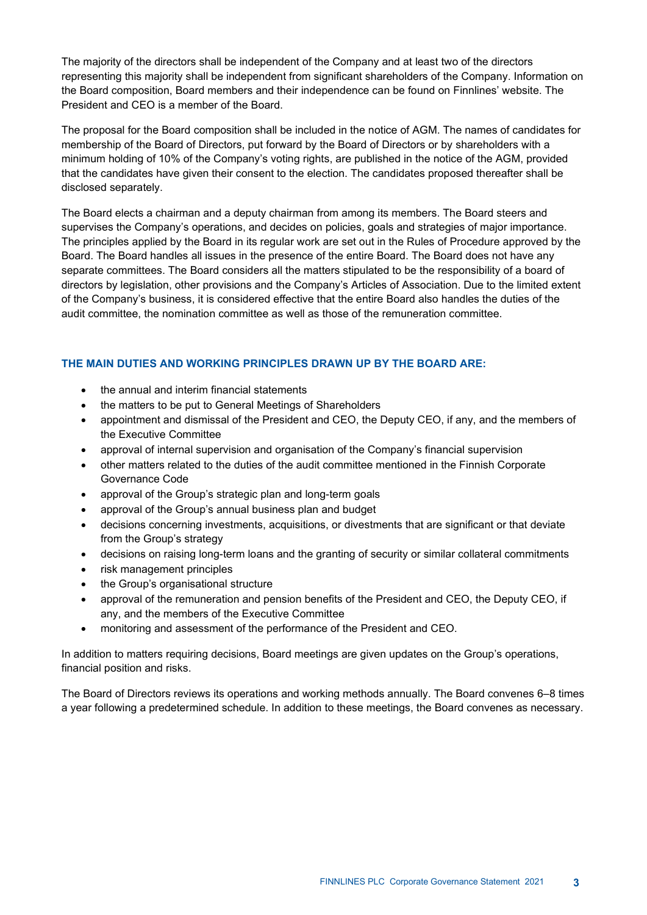The majority of the directors shall be independent of the Company and at least two of the directors representing this majority shall be independent from significant shareholders of the Company. Information on the Board composition, Board members and their independence can be found on Finnlines' website. The President and CEO is a member of the Board.

The proposal for the Board composition shall be included in the notice of AGM. The names of candidates for membership of the Board of Directors, put forward by the Board of Directors or by shareholders with a minimum holding of 10% of the Company's voting rights, are published in the notice of the AGM, provided that the candidates have given their consent to the election. The candidates proposed thereafter shall be disclosed separately.

The Board elects a chairman and a deputy chairman from among its members. The Board steers and supervises the Company's operations, and decides on policies, goals and strategies of major importance. The principles applied by the Board in its regular work are set out in the Rules of Procedure approved by the Board. The Board handles all issues in the presence of the entire Board. The Board does not have any separate committees. The Board considers all the matters stipulated to be the responsibility of a board of directors by legislation, other provisions and the Company's Articles of Association. Due to the limited extent of the Company's business, it is considered effective that the entire Board also handles the duties of the audit committee, the nomination committee as well as those of the remuneration committee.

## THE MAIN DUTIES AND WORKING PRINCIPLES DRAWN UP BY THE BOARD ARE:

- the annual and interim financial statements
- the matters to be put to General Meetings of Shareholders
- appointment and dismissal of the President and CEO, the Deputy CEO, if any, and the members of the Executive Committee
- approval of internal supervision and organisation of the Company's financial supervision
- other matters related to the duties of the audit committee mentioned in the Finnish Corporate Governance Code
- approval of the Group's strategic plan and long-term goals
- approval of the Group's annual business plan and budget
- decisions concerning investments, acquisitions, or divestments that are significant or that deviate from the Group's strategy
- decisions on raising long-term loans and the granting of security or similar collateral commitments
- risk management principles
- the Group's organisational structure
- approval of the remuneration and pension benefits of the President and CEO, the Deputy CEO, if any, and the members of the Executive Committee
- monitoring and assessment of the performance of the President and CEO.

In addition to matters requiring decisions, Board meetings are given updates on the Group's operations, financial position and risks.

The Board of Directors reviews its operations and working methods annually. The Board convenes 6–8 times a year following a predetermined schedule. In addition to these meetings, the Board convenes as necessary.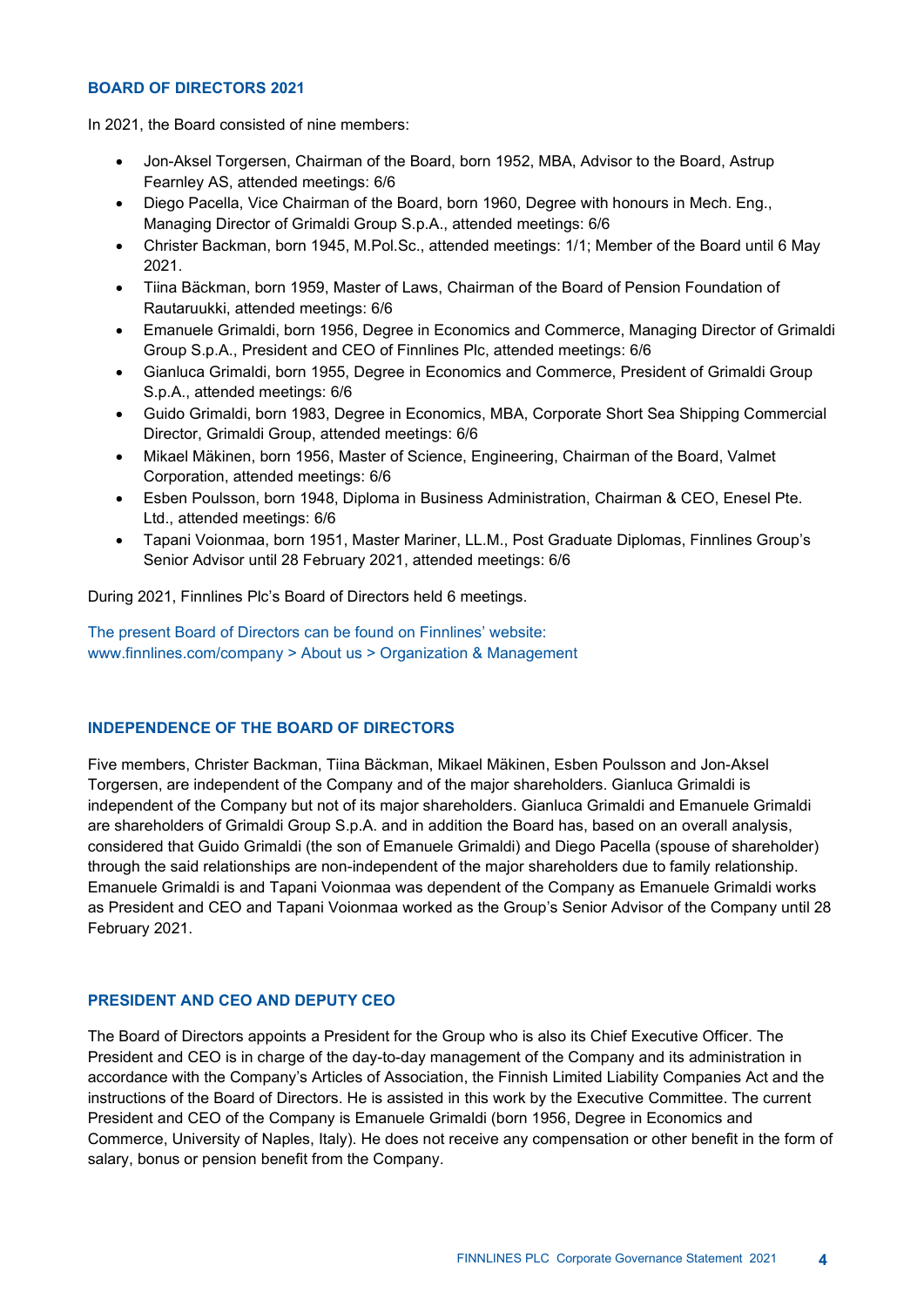## BOARD OF DIRECTORS 2021

In 2021, the Board consisted of nine members:

- Jon-Aksel Torgersen, Chairman of the Board, born 1952, MBA, Advisor to the Board, Astrup Fearnley AS, attended meetings: 6/6
- Diego Pacella, Vice Chairman of the Board, born 1960, Degree with honours in Mech. Eng., Managing Director of Grimaldi Group S.p.A., attended meetings: 6/6
- Christer Backman, born 1945, M.Pol.Sc., attended meetings: 1/1; Member of the Board until 6 May 2021.
- Tiina Bäckman, born 1959, Master of Laws, Chairman of the Board of Pension Foundation of Rautaruukki, attended meetings: 6/6
- Emanuele Grimaldi, born 1956, Degree in Economics and Commerce, Managing Director of Grimaldi Group S.p.A., President and CEO of Finnlines Plc, attended meetings: 6/6
- Gianluca Grimaldi, born 1955, Degree in Economics and Commerce, President of Grimaldi Group S.p.A., attended meetings: 6/6
- Guido Grimaldi, born 1983, Degree in Economics, MBA, Corporate Short Sea Shipping Commercial Director, Grimaldi Group, attended meetings: 6/6
- Mikael Mäkinen, born 1956, Master of Science, Engineering, Chairman of the Board, Valmet Corporation, attended meetings: 6/6
- Esben Poulsson, born 1948, Diploma in Business Administration, Chairman & CEO, Enesel Pte. Ltd., attended meetings: 6/6
- Tapani Voionmaa, born 1951, Master Mariner, LL.M., Post Graduate Diplomas, Finnlines Group's Senior Advisor until 28 February 2021, attended meetings: 6/6

During 2021, Finnlines Plc's Board of Directors held 6 meetings.

The present Board of Directors can be found on Finnlines' website: www.finnlines.com/company > About us > Organization & Management

## INDEPENDENCE OF THE BOARD OF DIRECTORS

Five members, Christer Backman, Tiina Bäckman, Mikael Mäkinen, Esben Poulsson and Jon-Aksel Torgersen, are independent of the Company and of the major shareholders. Gianluca Grimaldi is independent of the Company but not of its major shareholders. Gianluca Grimaldi and Emanuele Grimaldi are shareholders of Grimaldi Group S.p.A. and in addition the Board has, based on an overall analysis, considered that Guido Grimaldi (the son of Emanuele Grimaldi) and Diego Pacella (spouse of shareholder) through the said relationships are non-independent of the major shareholders due to family relationship. Emanuele Grimaldi is and Tapani Voionmaa was dependent of the Company as Emanuele Grimaldi works as President and CEO and Tapani Voionmaa worked as the Group's Senior Advisor of the Company until 28 February 2021.

## PRESIDENT AND CEO AND DEPUTY CEO

The Board of Directors appoints a President for the Group who is also its Chief Executive Officer. The President and CEO is in charge of the day-to-day management of the Company and its administration in accordance with the Company's Articles of Association, the Finnish Limited Liability Companies Act and the instructions of the Board of Directors. He is assisted in this work by the Executive Committee. The current President and CEO of the Company is Emanuele Grimaldi (born 1956, Degree in Economics and Commerce, University of Naples, Italy). He does not receive any compensation or other benefit in the form of salary, bonus or pension benefit from the Company.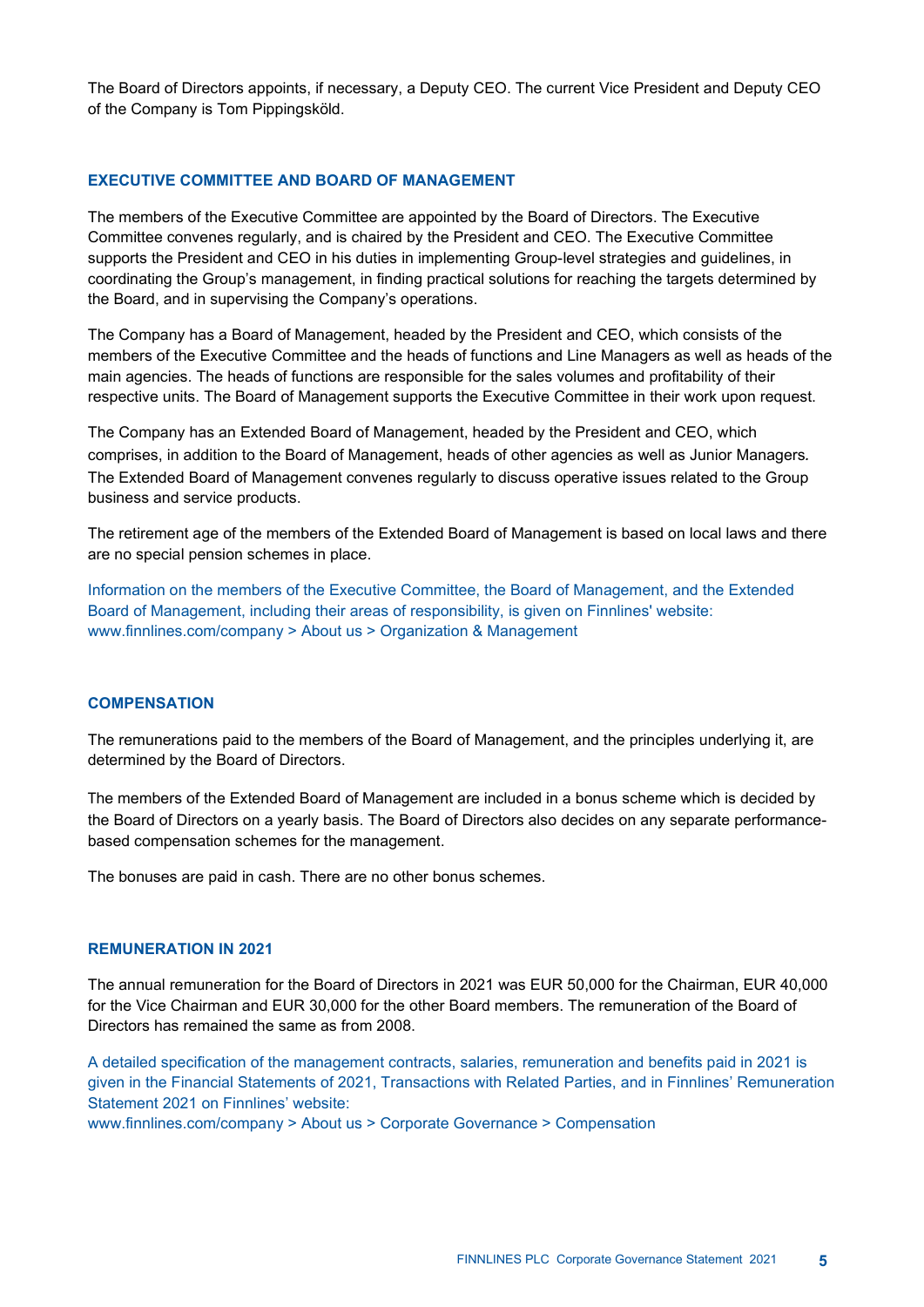The Board of Directors appoints, if necessary, a Deputy CEO. The current Vice President and Deputy CEO of the Company is Tom Pippingsköld.

## EXECUTIVE COMMITTEE AND BOARD OF MANAGEMENT

The members of the Executive Committee are appointed by the Board of Directors. The Executive Committee convenes regularly, and is chaired by the President and CEO. The Executive Committee supports the President and CEO in his duties in implementing Group-level strategies and guidelines, in coordinating the Group's management, in finding practical solutions for reaching the targets determined by the Board, and in supervising the Company's operations.

The Company has a Board of Management, headed by the President and CEO, which consists of the members of the Executive Committee and the heads of functions and Line Managers as well as heads of the main agencies. The heads of functions are responsible for the sales volumes and profitability of their respective units. The Board of Management supports the Executive Committee in their work upon request.

The Company has an Extended Board of Management, headed by the President and CEO, which comprises, in addition to the Board of Management, heads of other agencies as well as Junior Managers. The Extended Board of Management convenes regularly to discuss operative issues related to the Group business and service products.

The retirement age of the members of the Extended Board of Management is based on local laws and there are no special pension schemes in place.

Information on the members of the Executive Committee, the Board of Management, and the Extended Board of Management, including their areas of responsibility, is given on Finnlines' website: www.finnlines.com/company > About us > Organization & Management

## COMPENSATION

The remunerations paid to the members of the Board of Management, and the principles underlying it, are determined by the Board of Directors.

The members of the Extended Board of Management are included in a bonus scheme which is decided by the Board of Directors on a yearly basis. The Board of Directors also decides on any separate performance-based compensation schemes for the management.

The bonuses are paid in cash. There are no other bonus schemes.

## REMUNERATION IN 2021

The annual remuneration for the Board of Directors in 2021 was EUR 50,000 for the Chairman, EUR 40,000 for the Vice Chairman and EUR 30,000 for the other Board members. The remuneration of the Board of Directors has remained the same as from 2008.

A detailed specification of the management contracts, salaries, remuneration and benefits paid in 2021 is given in the Financial Statements of 2021, Transactions with Related Parties, and in Finnlines' Remuneration Statement 2021 on Finnlines' website:
www.finnlines.com/company > About us > Corporate Governance > Compensation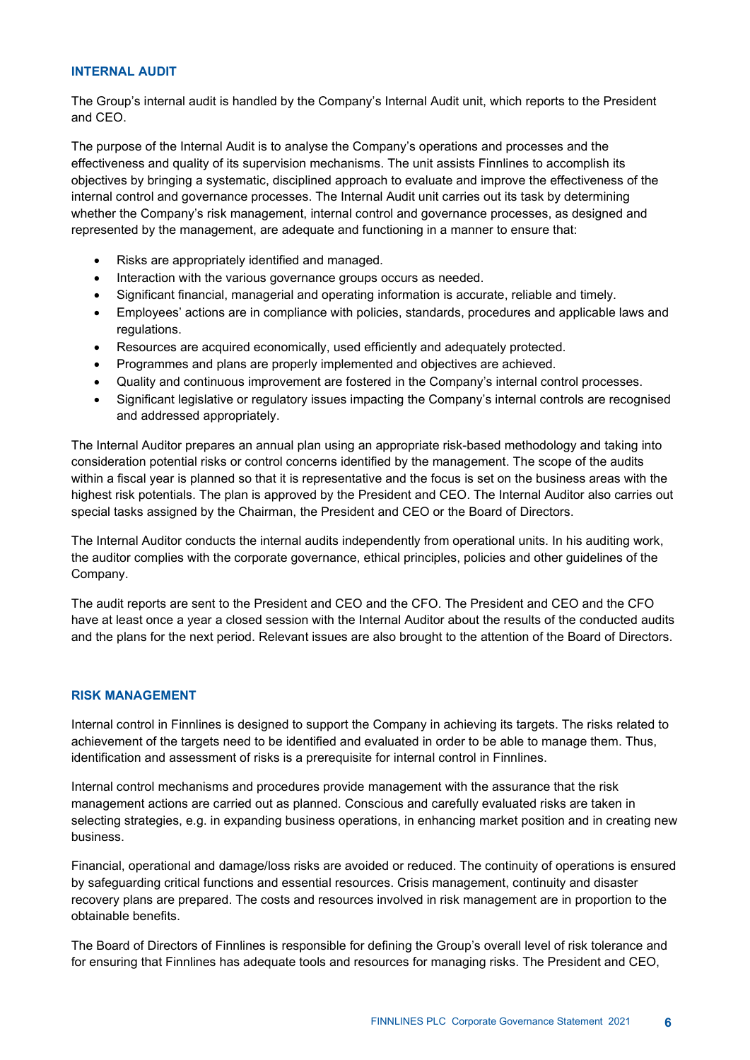## INTERNAL AUDIT

The Group's internal audit is handled by the Company's Internal Audit unit, which reports to the President and CEO.

The purpose of the Internal Audit is to analyse the Company's operations and processes and the effectiveness and quality of its supervision mechanisms. The unit assists Finnlines to accomplish its objectives by bringing a systematic, disciplined approach to evaluate and improve the effectiveness of the internal control and governance processes. The Internal Audit unit carries out its task by determining whether the Company's risk management, internal control and governance processes, as designed and represented by the management, are adequate and functioning in a manner to ensure that:

- Risks are appropriately identified and managed.
- Interaction with the various governance groups occurs as needed.
- Significant financial, managerial and operating information is accurate, reliable and timely.
- Employees' actions are in compliance with policies, standards, procedures and applicable laws and regulations.
- Resources are acquired economically, used efficiently and adequately protected.
- Programmes and plans are properly implemented and objectives are achieved.
- Quality and continuous improvement are fostered in the Company's internal control processes.
- Significant legislative or regulatory issues impacting the Company's internal controls are recognised and addressed appropriately.

The Internal Auditor prepares an annual plan using an appropriate risk-based methodology and taking into consideration potential risks or control concerns identified by the management. The scope of the audits within a fiscal year is planned so that it is representative and the focus is set on the business areas with the highest risk potentials. The plan is approved by the President and CEO. The Internal Auditor also carries out special tasks assigned by the Chairman, the President and CEO or the Board of Directors.

The Internal Auditor conducts the internal audits independently from operational units. In his auditing work, the auditor complies with the corporate governance, ethical principles, policies and other guidelines of the Company.

The audit reports are sent to the President and CEO and the CFO. The President and CEO and the CFO have at least once a year a closed session with the Internal Auditor about the results of the conducted audits and the plans for the next period. Relevant issues are also brought to the attention of the Board of Directors.

## RISK MANAGEMENT

Internal control in Finnlines is designed to support the Company in achieving its targets. The risks related to achievement of the targets need to be identified and evaluated in order to be able to manage them. Thus, identification and assessment of risks is a prerequisite for internal control in Finnlines.

Internal control mechanisms and procedures provide management with the assurance that the risk management actions are carried out as planned. Conscious and carefully evaluated risks are taken in selecting strategies, e.g. in expanding business operations, in enhancing market position and in creating new business.

Financial, operational and damage/loss risks are avoided or reduced. The continuity of operations is ensured by safeguarding critical functions and essential resources. Crisis management, continuity and disaster recovery plans are prepared. The costs and resources involved in risk management are in proportion to the obtainable benefits.

The Board of Directors of Finnlines is responsible for defining the Group's overall level of risk tolerance and for ensuring that Finnlines has adequate tools and resources for managing risks. The President and CEO,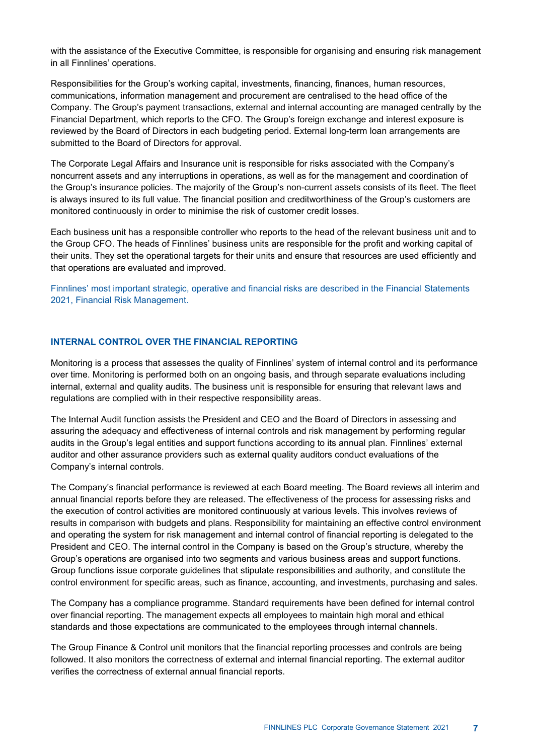with the assistance of the Executive Committee, is responsible for organising and ensuring risk management in all Finnlines' operations.

Responsibilities for the Group's working capital, investments, financing, finances, human resources, communications, information management and procurement are centralised to the head office of the Company. The Group's payment transactions, external and internal accounting are managed centrally by the Financial Department, which reports to the CFO. The Group's foreign exchange and interest exposure is reviewed by the Board of Directors in each budgeting period. External long-term loan arrangements are submitted to the Board of Directors for approval.

The Corporate Legal Affairs and Insurance unit is responsible for risks associated with the Company's noncurrent assets and any interruptions in operations, as well as for the management and coordination of the Group's insurance policies. The majority of the Group's non-current assets consists of its fleet. The fleet is always insured to its full value. The financial position and creditworthiness of the Group's customers are monitored continuously in order to minimise the risk of customer credit losses.

Each business unit has a responsible controller who reports to the head of the relevant business unit and to the Group CFO. The heads of Finnlines' business units are responsible for the profit and working capital of their units. They set the operational targets for their units and ensure that resources are used efficiently and that operations are evaluated and improved.

Finnlines' most important strategic, operative and financial risks are described in the Financial Statements 2021, Financial Risk Management.

## INTERNAL CONTROL OVER THE FINANCIAL REPORTING

Monitoring is a process that assesses the quality of Finnlines' system of internal control and its performance over time. Monitoring is performed both on an ongoing basis, and through separate evaluations including internal, external and quality audits. The business unit is responsible for ensuring that relevant laws and regulations are complied with in their respective responsibility areas.

The Internal Audit function assists the President and CEO and the Board of Directors in assessing and assuring the adequacy and effectiveness of internal controls and risk management by performing regular audits in the Group's legal entities and support functions according to its annual plan. Finnlines' external auditor and other assurance providers such as external quality auditors conduct evaluations of the Company's internal controls.

The Company's financial performance is reviewed at each Board meeting. The Board reviews all interim and annual financial reports before they are released. The effectiveness of the process for assessing risks and the execution of control activities are monitored continuously at various levels. This involves reviews of results in comparison with budgets and plans. Responsibility for maintaining an effective control environment and operating the system for risk management and internal control of financial reporting is delegated to the President and CEO. The internal control in the Company is based on the Group's structure, whereby the Group's operations are organised into two segments and various business areas and support functions. Group functions issue corporate guidelines that stipulate responsibilities and authority, and constitute the control environment for specific areas, such as finance, accounting, and investments, purchasing and sales.

The Company has a compliance programme. Standard requirements have been defined for internal control over financial reporting. The management expects all employees to maintain high moral and ethical standards and those expectations are communicated to the employees through internal channels.

The Group Finance & Control unit monitors that the financial reporting processes and controls are being followed. It also monitors the correctness of external and internal financial reporting. The external auditor verifies the correctness of external annual financial reports.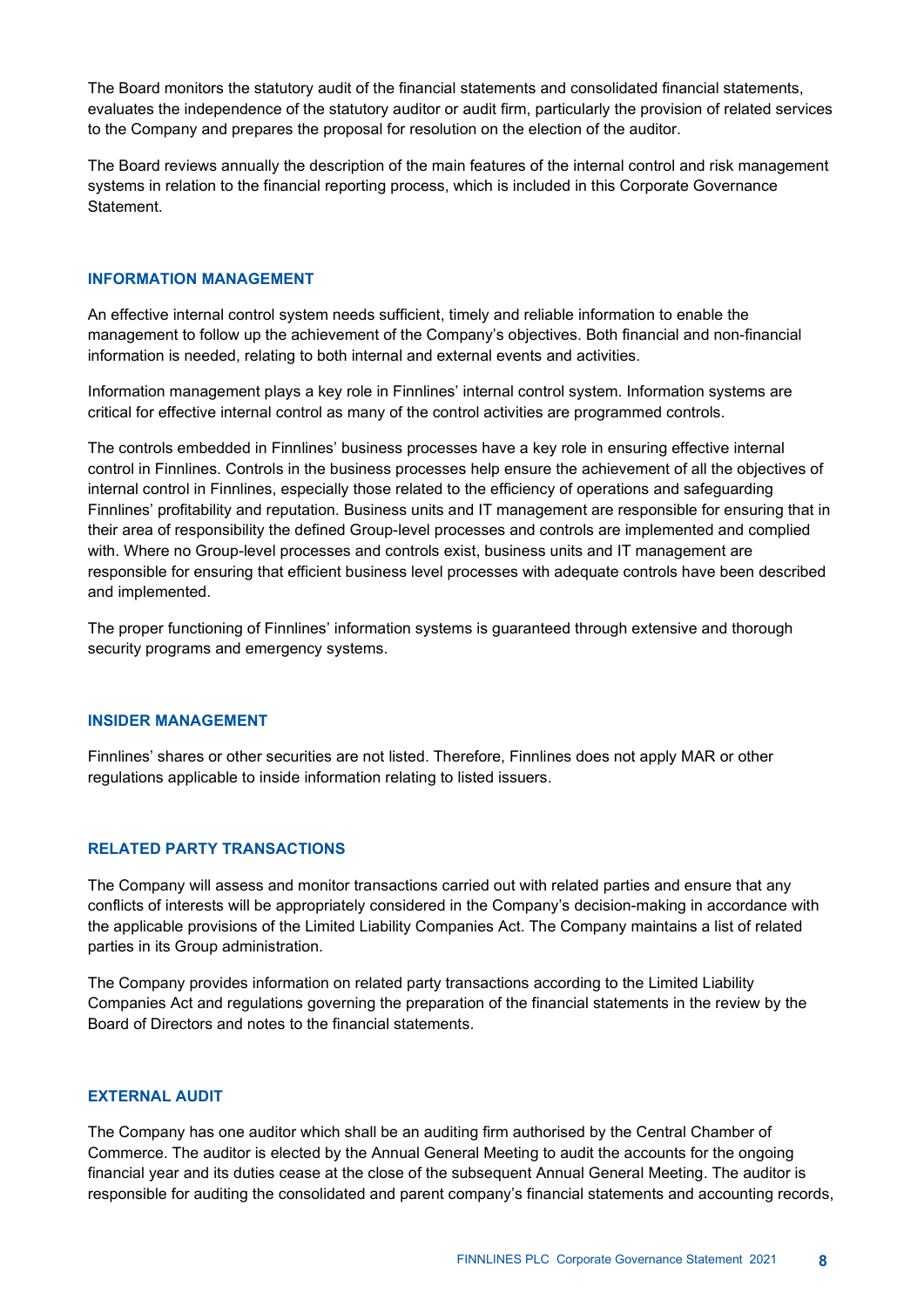The Board monitors the statutory audit of the financial statements and consolidated financial statements, evaluates the independence of the statutory auditor or audit firm, particularly the provision of related services to the Company and prepares the proposal for resolution on the election of the auditor.

The Board reviews annually the description of the main features of the internal control and risk management systems in relation to the financial reporting process, which is included in this Corporate Governance Statement.

## INFORMATION MANAGEMENT

An effective internal control system needs sufficient, timely and reliable information to enable the management to follow up the achievement of the Company's objectives. Both financial and non-financial information is needed, relating to both internal and external events and activities.

Information management plays a key role in Finnlines' internal control system. Information systems are critical for effective internal control as many of the control activities are programmed controls.

The controls embedded in Finnlines' business processes have a key role in ensuring effective internal control in Finnlines. Controls in the business processes help ensure the achievement of all the objectives of internal control in Finnlines, especially those related to the efficiency of operations and safeguarding Finnlines' profitability and reputation. Business units and IT management are responsible for ensuring that in their area of responsibility the defined Group-level processes and controls are implemented and complied with. Where no Group-level processes and controls exist, business units and IT management are responsible for ensuring that efficient business level processes with adequate controls have been described and implemented.

The proper functioning of Finnlines' information systems is guaranteed through extensive and thorough security programs and emergency systems.

## INSIDER MANAGEMENT

Finnlines' shares or other securities are not listed. Therefore, Finnlines does not apply MAR or other regulations applicable to inside information relating to listed issuers.

## RELATED PARTY TRANSACTIONS

The Company will assess and monitor transactions carried out with related parties and ensure that any conflicts of interests will be appropriately considered in the Company's decision-making in accordance with the applicable provisions of the Limited Liability Companies Act. The Company maintains a list of related parties in its Group administration.

The Company provides information on related party transactions according to the Limited Liability Companies Act and regulations governing the preparation of the financial statements in the review by the Board of Directors and notes to the financial statements.

## EXTERNAL AUDIT

The Company has one auditor which shall be an auditing firm authorised by the Central Chamber of Commerce. The auditor is elected by the Annual General Meeting to audit the accounts for the ongoing financial year and its duties cease at the close of the subsequent Annual General Meeting. The auditor is responsible for auditing the consolidated and parent company's financial statements and accounting records,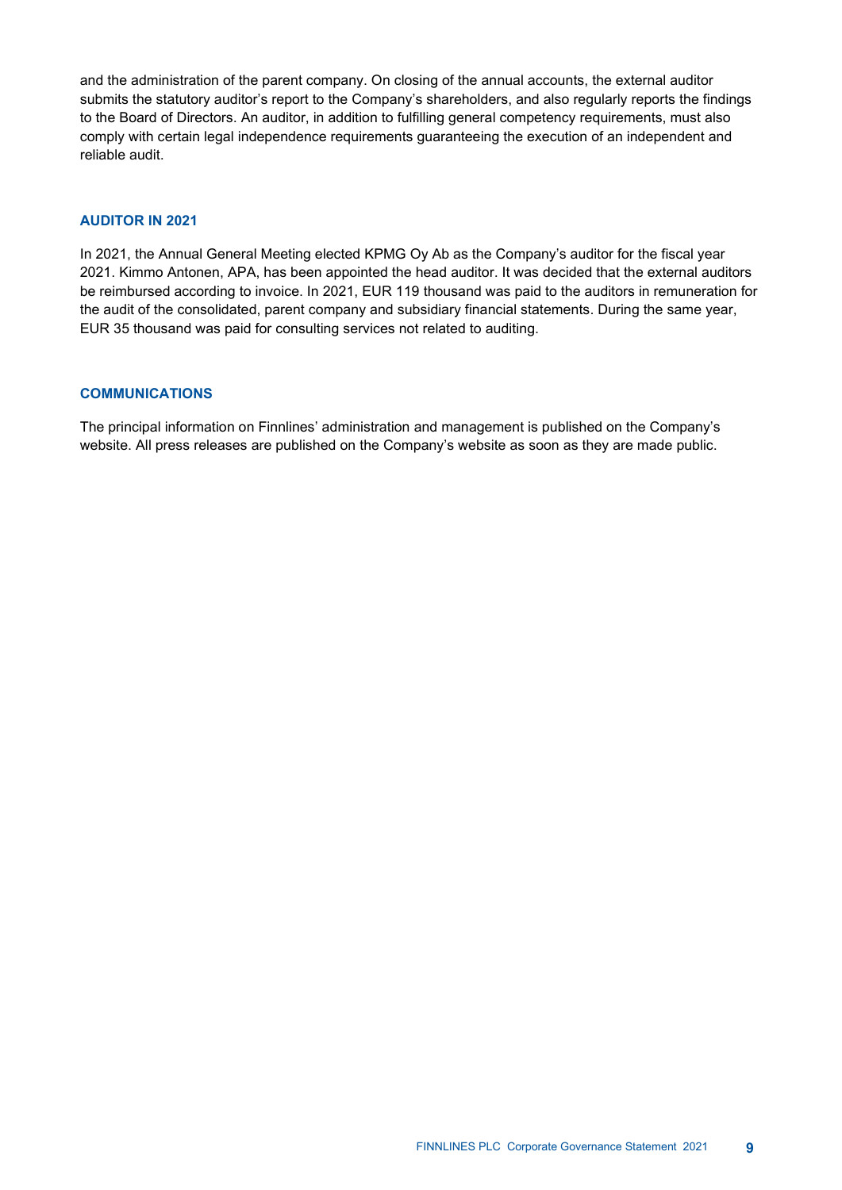and the administration of the parent company. On closing of the annual accounts, the external auditor submits the statutory auditor's report to the Company's shareholders, and also regularly reports the findings to the Board of Directors. An auditor, in addition to fulfilling general competency requirements, must also comply with certain legal independence requirements guaranteeing the execution of an independent and reliable audit.

## AUDITOR IN 2021

In 2021, the Annual General Meeting elected KPMG Oy Ab as the Company's auditor for the fiscal year 2021. Kimmo Antonen, APA, has been appointed the head auditor. It was decided that the external auditors be reimbursed according to invoice. In 2021, EUR 119 thousand was paid to the auditors in remuneration for the audit of the consolidated, parent company and subsidiary financial statements. During the same year, EUR 35 thousand was paid for consulting services not related to auditing.

## COMMUNICATIONS

The principal information on Finnlines' administration and management is published on the Company's website. All press releases are published on the Company's website as soon as they are made public.